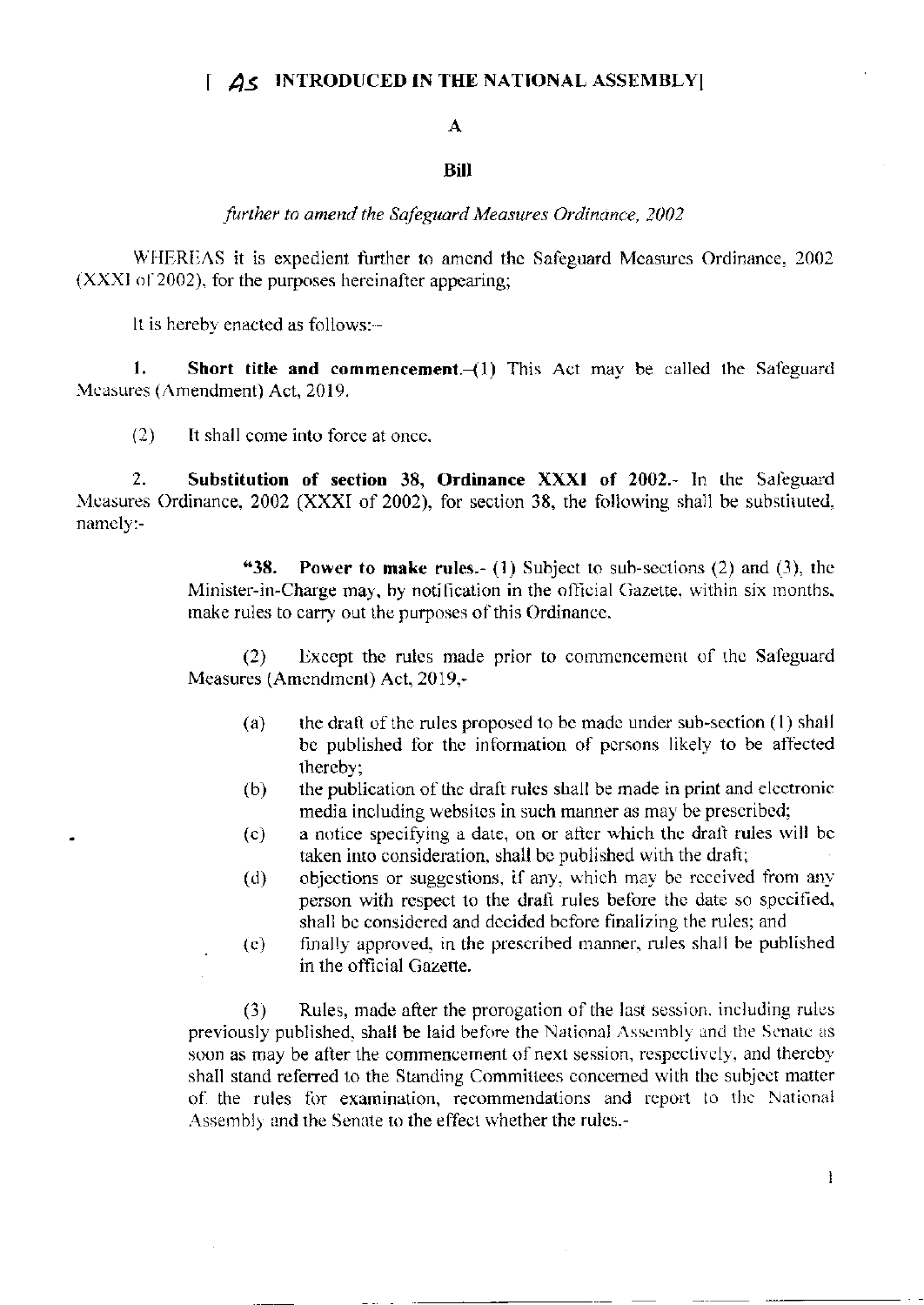[ *As* INTRODUCED IN THE NATIONAL ASSEMBLY]

A

**Bill**

*further to amend the Safeguard Measures Ordinance, 2002*

WHEREAS it is expedient further to amend the Safeguard Measures Ordinance, 2002 (XXXI of 2002), for the purposes hereinafter appearing;

It is hereby enacted as follows:-

**1. Short title and commencement.**-(1) This Act may be called the Safeguard Measures (Amendment) Act, 2019.

(2) It shall come into force at once.

**2. Substitution of section 38, Ordinance XXXI of 2002.**- In the Safeguard Measures Ordinance, 2002 (XXXI of 2002), for section 38, the following shall be substituted, namely:-

> "**38. Power to make rules.**- (1) Subject to sub-sections (2) and (3), the Minister-in-Charge may, by notification in the official Gazette, within six months, make rules to carry out the purposes of this Ordinance.
>
> (2) Except the rules made prior to commencement of the Safeguard Measures (Amendment) Act, 2019,-
>
> (a) the draft of the rules proposed to be made under sub-section (1) shall be published for the information of persons likely to be affected thereby;
>
> (b) the publication of the draft rules shall be made in print and electronic media including websites in such manner as may be prescribed;
>
> (c) a notice specifying a date, on or after which the draft rules will be taken into consideration, shall be published with the draft;
>
> (d) objections or suggestions, if any, which may be received from any person with respect to the draft rules before the date so specified, shall be considered and decided before finalizing the rules; and
>
> (e) finally approved, in the prescribed manner, rules shall be published in the official Gazette.
>
> (3) Rules, made after the prorogation of the last session, including rules previously published, shall be laid before the National Assembly and the Senate as soon as may be after the commencement of next session, respectively, and thereby shall stand referred to the Standing Committees concerned with the subject matter of the rules for examination, recommendations and report to the National Assembly and the Senate to the effect whether the rules,-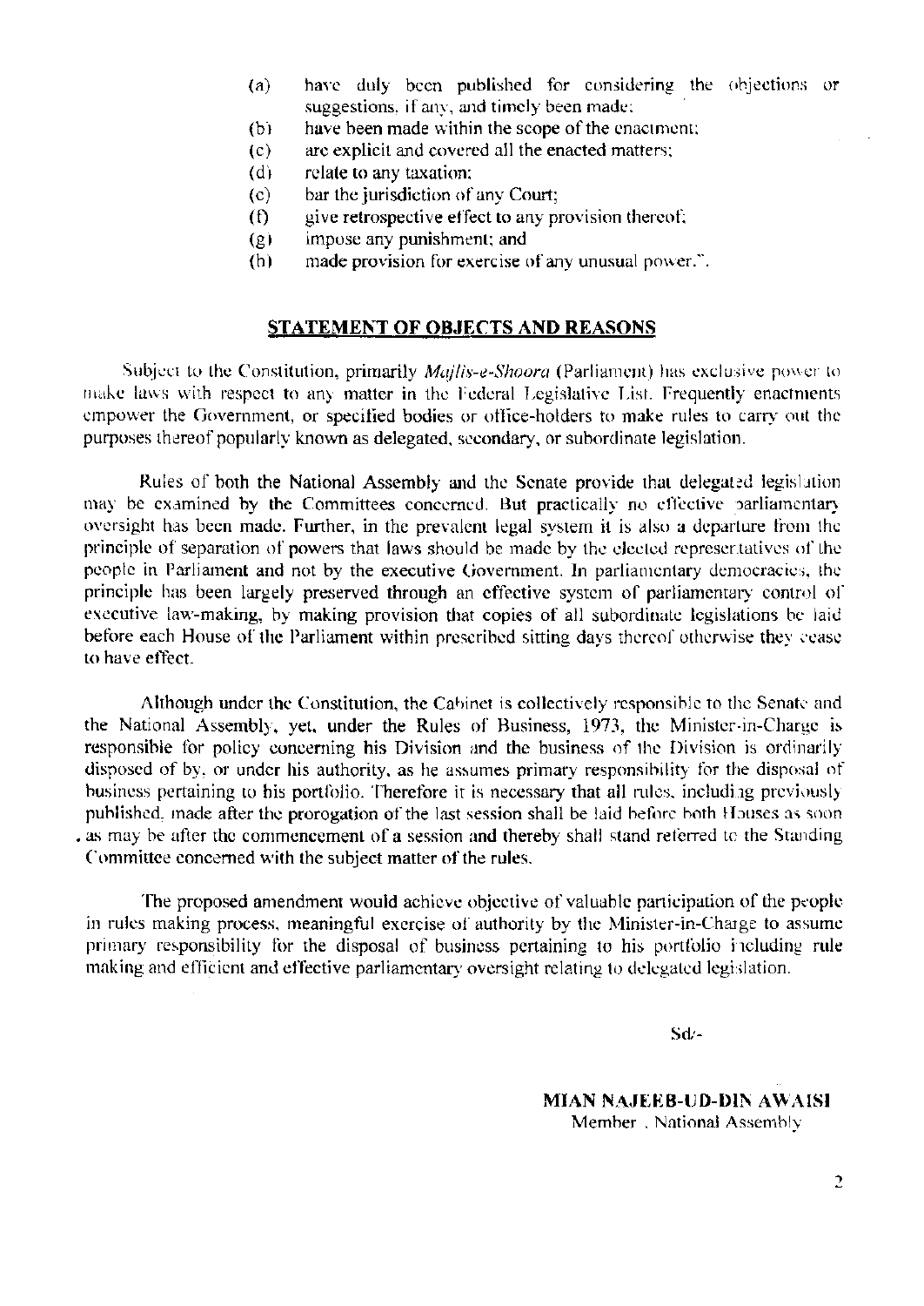(a) have duly been published for considering the objections or suggestions, if any, and timely been made;
(b) have been made within the scope of the enactment;
(c) are explicit and covered all the enacted matters;
(d) relate to any taxation;
(e) bar the jurisdiction of any Court;
(f) give retrospective effect to any provision thereof;
(g) impose any punishment; and
(h) made provision for exercise of any unusual power.".

## STATEMENT OF OBJECTS AND REASONS

Subject to the Constitution, primarily *Majlis-e-Shoora* (Parliament) has exclusive power to make laws with respect to any matter in the Federal Legislative List. Frequently enactments empower the Government, or specified bodies or office-holders to make rules to carry out the purposes thereof popularly known as delegated, secondary, or subordinate legislation.

Rules of both the National Assembly and the Senate provide that delegated legislation may be examined by the Committees concerned. But practically no effective parliamentary oversight has been made. Further, in the prevalent legal system it is also a departure from the principle of separation of powers that laws should be made by the elected representatives of the people in Parliament and not by the executive Government. In parliamentary democracies, the principle has been largely preserved through an effective system of parliamentary control of executive law-making, by making provision that copies of all subordinate legislations be laid before each House of the Parliament within prescribed sitting days thereof otherwise they cease to have effect.

Although under the Constitution, the Cabinet is collectively responsible to the Senate and the National Assembly, yet, under the Rules of Business, 1973, the Minister-in-Charge is responsible for policy concerning his Division and the business of the Division is ordinarily disposed of by, or under his authority, as he assumes primary responsibility for the disposal of business pertaining to his portfolio. Therefore it is necessary that all rules, including previously published, made after the prorogation of the last session shall be laid before both Houses as soon as may be after the commencement of a session and thereby shall stand referred to the Standing Committee concerned with the subject matter of the rules.

The proposed amendment would achieve objective of valuable participation of the people in rules making process, meaningful exercise of authority by the Minister-in-Charge to assume primary responsibility for the disposal of business pertaining to his portfolio including rule making and efficient and effective parliamentary oversight relating to delegated legislation.

Sd/-

**MIAN NAJEEB-UD-DIN AWAISI**
Member , National Assembly